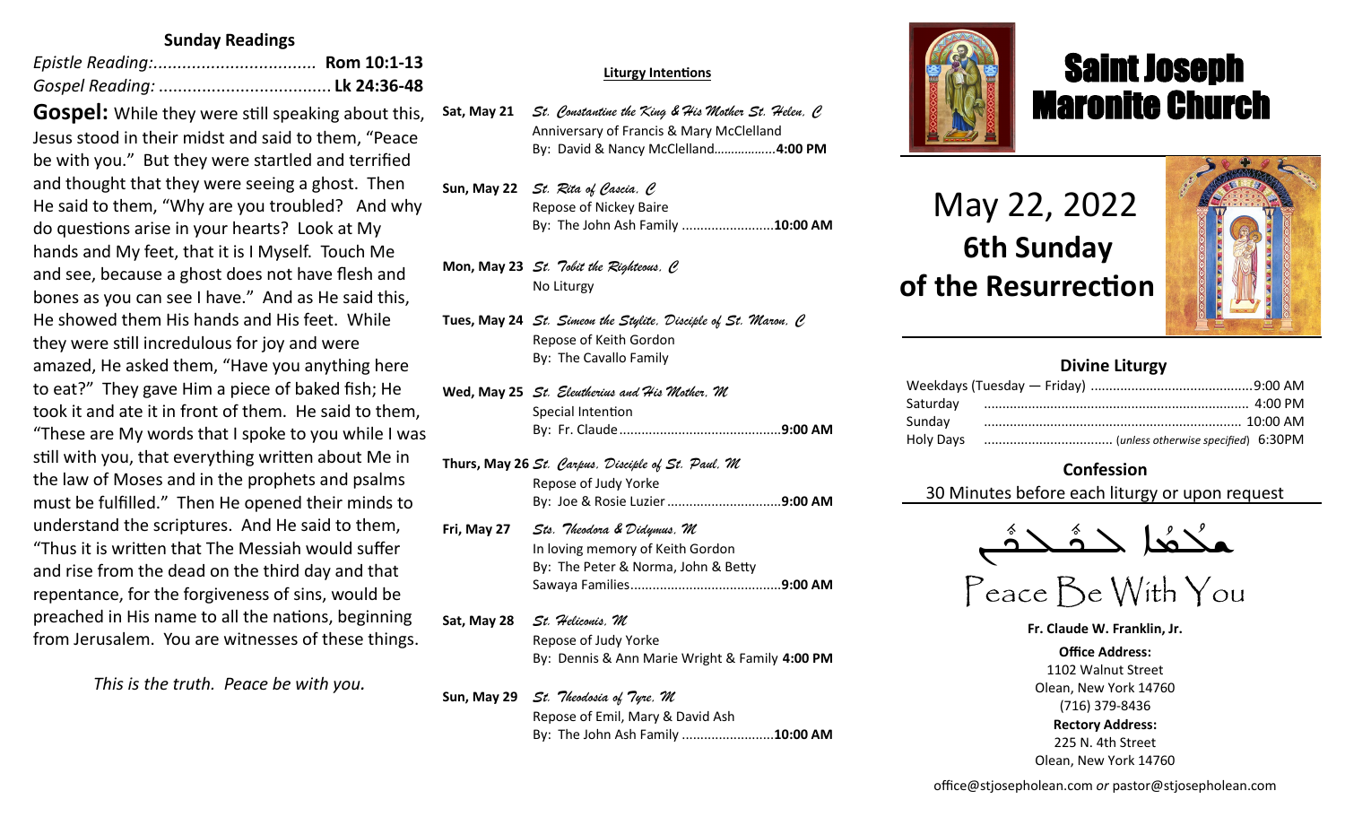## Sunday Readings

*Epistle Reading:*.................................. **Rom 10:1-13**

*Gospel Reading:* .................................... **Lk 24:36-48**

**Gospel:** While they were still speaking about this, Jesus stood in their midst and said to them, "Peace be with you." But they were startled and terrified and thought that they were seeing a ghost. Then He said to them, "Why are you troubled? And why do questions arise in your hearts? Look at My hands and My feet, that it is I Myself. Touch Me and see, because a ghost does not have flesh and bones as you can see I have." And as He said this, He showed them His hands and His feet. While they were still incredulous for joy and were amazed, He asked them, "Have you anything here to eat?" They gave Him a piece of baked fish; He took it and ate it in front of them. He said to them, "These are My words that I spoke to you while I was still with you, that everything written about Me in the law of Moses and in the prophets and psalms must be fulfilled." Then He opened their minds to understand the scriptures. And He said to them, "Thus it is written that The Messiah would suffer and rise from the dead on the third day and that repentance, for the forgiveness of sins, would be preached in His name to all the nations, beginning from Jerusalem. You are witnesses of these things.

*This is the truth. Peace be with you.*

## Liturgy Intentions

**Sat, May 21** *St. Constantine the King & His Mother St. Helen, C*
Anniversary of Francis & Mary McClelland
By: David & Nancy McClelland..................**4:00 PM**

**Sun, May 22** *St. Rita of Cascia, C*
Repose of Nickey Baire
By: The John Ash Family .........................**10:00 AM**

**Mon, May 23** *St. Tobit the Righteous, C*
No Liturgy

**Tues, May 24** *St. Simeon the Stylite, Disciple of St. Maron, C*
Repose of Keith Gordon
By: The Cavallo Family

**Wed, May 25** *St. Eleutherius and His Mother, M*
Special Intention
By: Fr. Claude...........................................**9:00 AM**

**Thurs, May 26** *St. Carpus, Disciple of St. Paul, M*
Repose of Judy Yorke
By: Joe & Rosie Luzier..............................**9:00 AM**

**Fri, May 27** *Sts. Theodora & Didymus, M*
In loving memory of Keith Gordon
By: The Peter & Norma, John & Betty Sawaya Families.........................................**9:00 AM**

**Sat, May 28** *St. Heliconis, M*
Repose of Judy Yorke
By: Dennis & Ann Marie Wright & Family **4:00 PM**

**Sun, May 29** *St. Theodosia of Tyre, M*
Repose of Emil, Mary & David Ash
By: The John Ash Family .........................**10:00 AM**

# Saint Joseph Maronite Church

## May 22, 2022
## 6th Sunday of the Resurrection

### Divine Liturgy

| | |
|---|---|
| Weekdays (Tuesday — Friday) | 9:00 AM |
| Saturday | 4:00 PM |
| Sunday | 10:00 AM |
| Holy Days | (*unless otherwise specified*) 6:30PM |

### Confession

30 Minutes before each liturgy or upon request

ܫܠܡܐ ܥܡܟܘܢ

Peace Be With You

**Fr. Claude W. Franklin, Jr.**

**Office Address:**
1102 Walnut Street
Olean, New York 14760
(716) 379-8436

**Rectory Address:**
225 N. 4th Street
Olean, New York 14760

office@stjosepholean.com *or* pastor@stjosepholean.com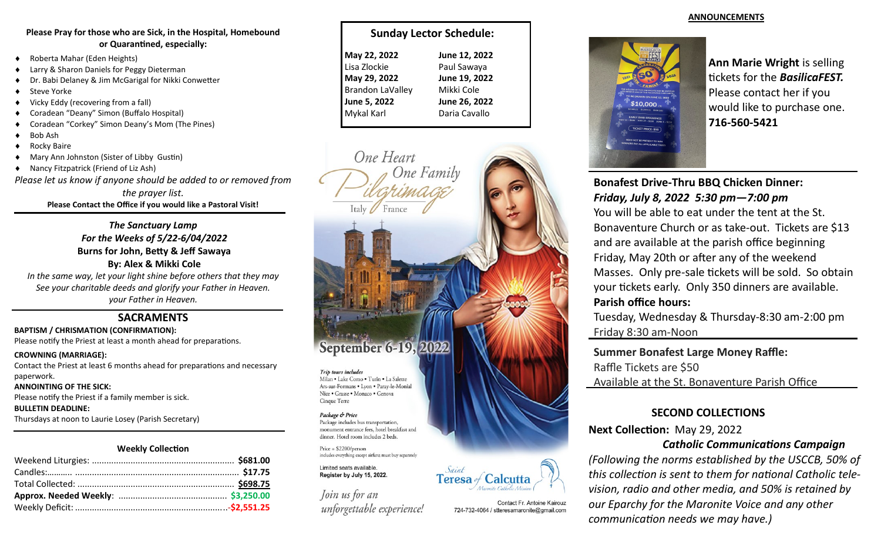**Please Pray for those who are Sick, in the Hospital, Homebound or Quarantined, especially:**

- Roberta Mahar (Eden Heights)
- Larry & Sharon Daniels for Peggy Dieterman
- Dr. Babi Delaney & Jim McGarigal for Nikki Conwetter
- Steve Yorke
- Vicky Eddy (recovering from a fall)
- Coradean "Deany" Simon (Buffalo Hospital)
- Coradean "Corkey" Simon Deany's Mom (The Pines)
- Bob Ash
- Rocky Baire
- Mary Ann Johnston (Sister of Libby Gustin)
- Nancy Fitzpatrick (Friend of Liz Ash)

*Please let us know if anyone should be added to or removed from the prayer list.*

**Please Contact the Office if you would like a Pastoral Visit!**

***The Sanctuary Lamp***
***For the Weeks of 5/22-6/04/2022***
**Burns for John, Betty & Jeff Sawaya**
**By: Alex & Mikki Cole**

*In the same way, let your light shine before others that they may See your charitable deeds and glorify your Father in Heaven. your Father in Heaven.*

## SACRAMENTS

**BAPTISM / CHRISMATION (CONFIRMATION):**
Please notify the Priest at least a month ahead for preparations.

**CROWNING (MARRIAGE):**
Contact the Priest at least 6 months ahead for preparations and necessary paperwork.

**ANNOINTING OF THE SICK:**
Please notify the Priest if a family member is sick.

**BULLETIN DEADLINE:**
Thursdays at noon to Laurie Losey (Parish Secretary)

**Weekly Collection**

| | |
|---|---|
| Weekend Liturgies: | $681.00 |
| Candles: | $17.75 |
| Total Collected: | $698.75 |
| **Approx. Needed Weekly**: | $3,250.00 |
| Weekly Deficit: | -$2,551.25 |

## Sunday Lector Schedule:

| | |
|---|---|
| **May 22, 2022** | **June 12, 2022** |
| Lisa Zlockie | Paul Sawaya |
| **May 29, 2022** | **June 19, 2022** |
| Brandon LaValley | Mikki Cole |
| **June 5, 2022** | **June 26, 2022** |
| Mykal Karl | Daria Cavallo |

*One Heart One Family Pilgrimage*
Italy France

**September 6-19, 2022**

*Trip tours includes*
Milan • Lake Como • Turin • La Salette Ars-sur-Formans • Lyon • Paray-le-Monial Nice • Grasse • Monaco • Genova Cinque Terre

*Package & Price*
Package includes bus transportation, monument entrance fees, hotel breakfast and dinner. Hotel room includes 2 beds.

Price = $2200/person
includes everything except airfare must buy separately

Limited seats available.
Register by July 15, 2022.

*Join us for an unforgettable experience!*

Saint Teresa of Calcutta Maronite Catholic Mission
Contact Fr. Antoine Kairouz
724-732-4064 / stteresamaronite@gmail.com

**ANNOUNCEMENTS**

**Ann Marie Wright** is selling tickets for the ***BasilicaFEST.*** Please contact her if you would like to purchase one. **716-560-5421**

**Bonafest Drive-Thru BBQ Chicken Dinner:**
***Friday, July 8, 2022 5:30 pm—7:00 pm***
You will be able to eat under the tent at the St. Bonaventure Church or as take-out. Tickets are $13 and are available at the parish office beginning Friday, May 20th or after any of the weekend Masses. Only pre-sale tickets will be sold. So obtain your tickets early. Only 350 dinners are available.
**Parish office hours:**
Tuesday, Wednesday & Thursday-8:30 am-2:00 pm
Friday 8:30 am-Noon

**Summer Bonafest Large Money Raffle:**
Raffle Tickets are $50
Available at the St. Bonaventure Parish Office

## SECOND COLLECTIONS

**Next Collection:** May 29, 2022
***Catholic Communications Campaign***
*(Following the norms established by the USCCB, 50% of this collection is sent to them for national Catholic television, radio and other media, and 50% is retained by our Eparchy for the Maronite Voice and any other communication needs we may have.)*